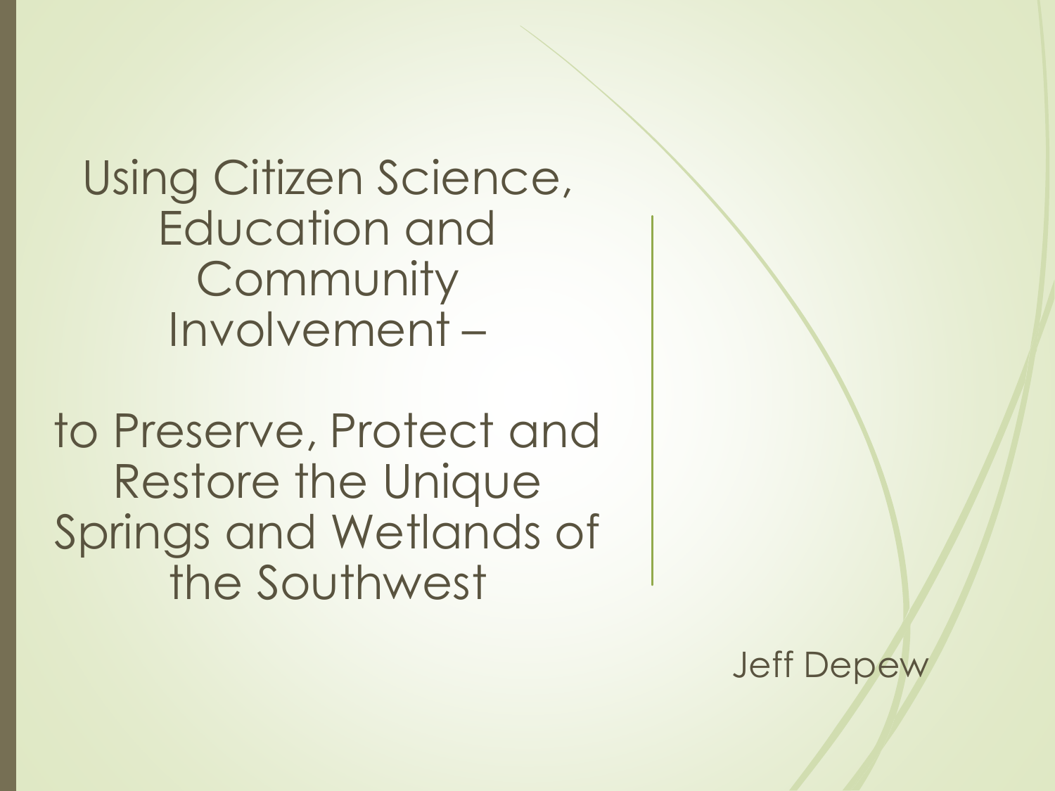# Using Citizen Science, Education and Community Involvement –

# to Preserve, Protect and Restore the Unique Springs and Wetlands of the Southwest

Jeff Depew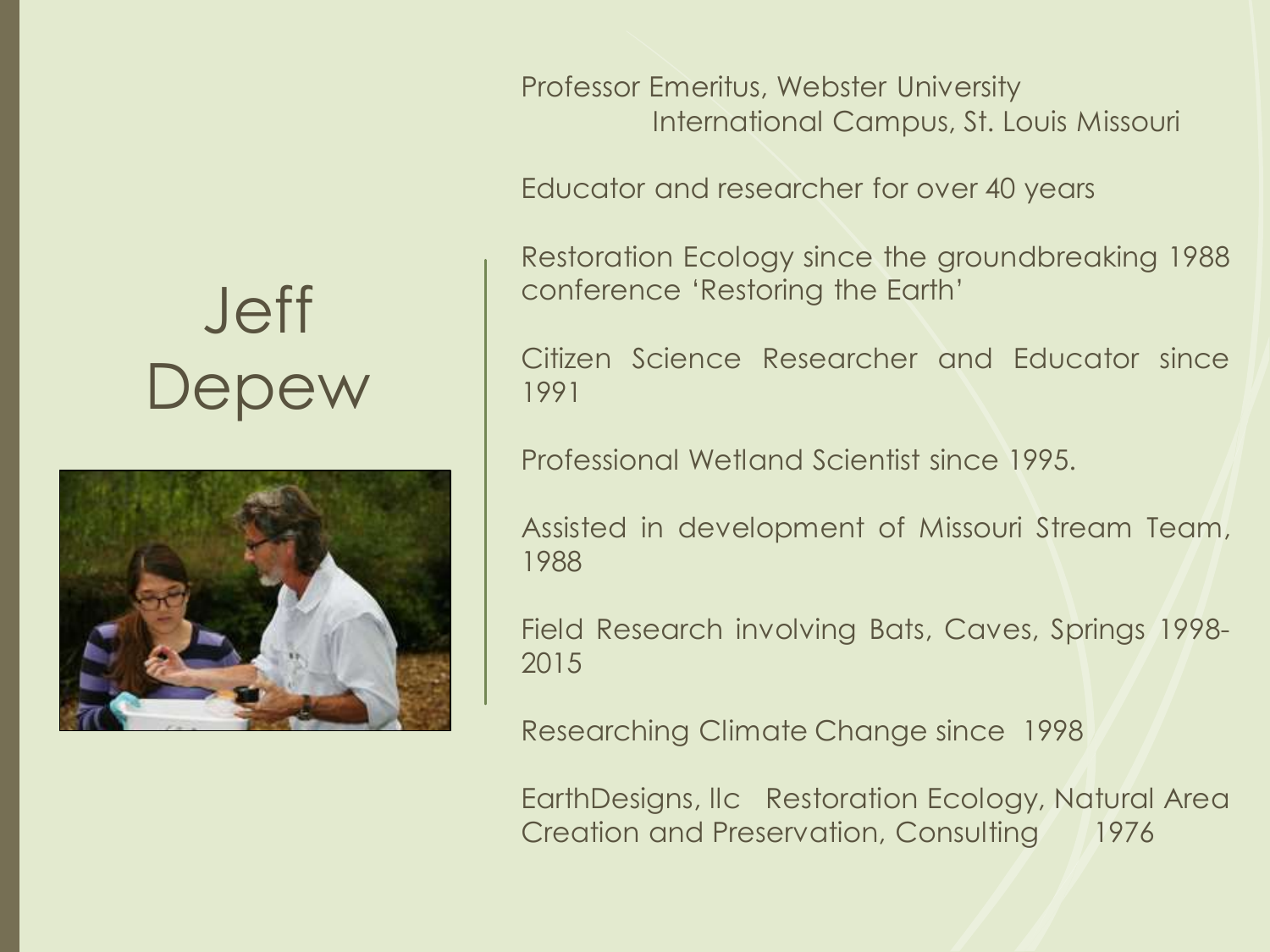# Jeff Depew

Professor Emeritus, Webster University International Campus, St. Louis Missouri

Educator and researcher for over 40 years

Restoration Ecology since the groundbreaking 1988 conference 'Restoring the Earth'

Citizen Science Researcher and Educator since 1991

Professional Wetland Scientist since 1995.

Assisted in development of Missouri Stream Team, 1988

Field Research involving Bats, Caves, Springs 1998-2015

Researching Climate Change since 1998

EarthDesigns, llc Restoration Ecology, Natural Area Creation and Preservation, Consulting 1976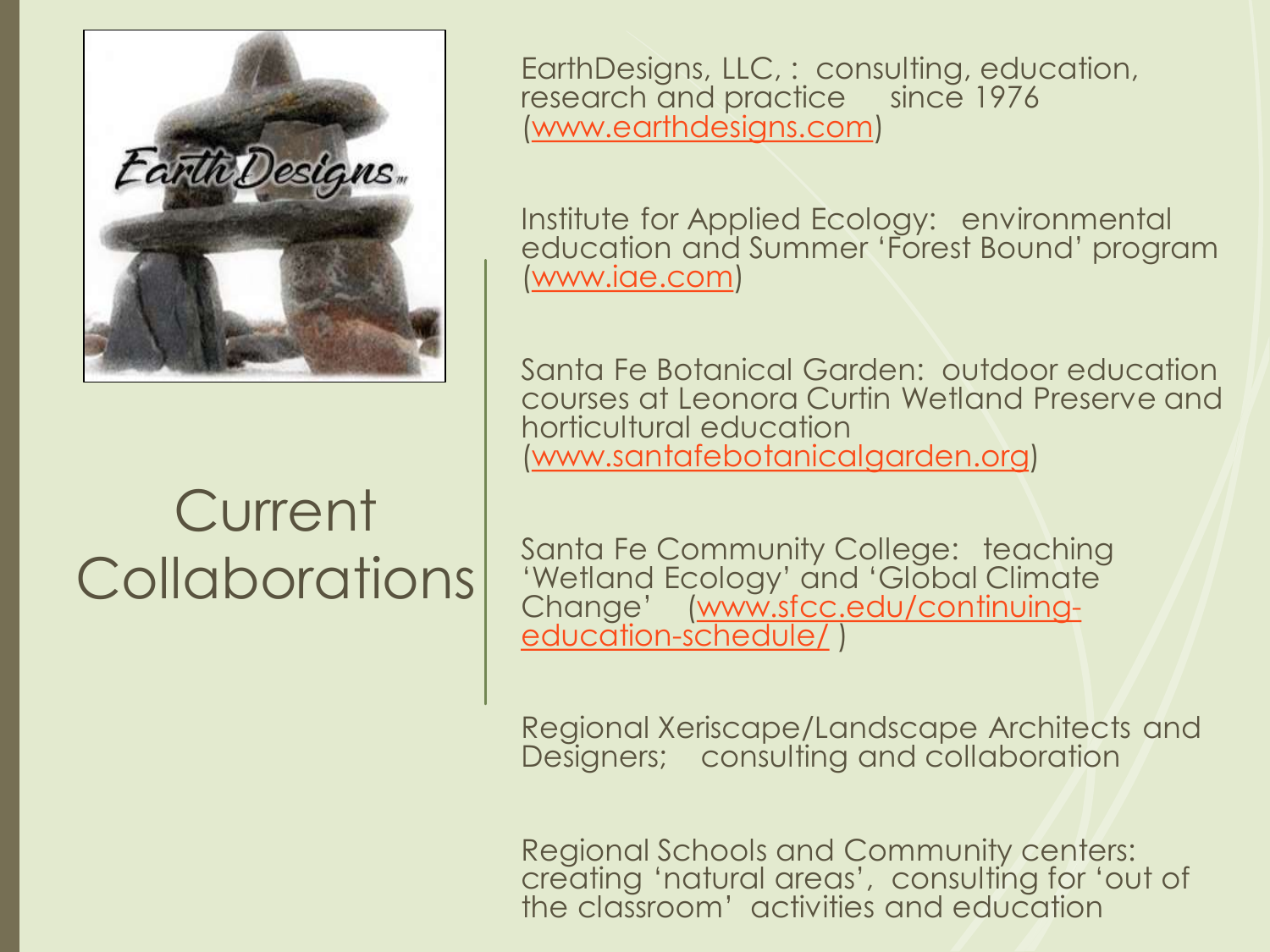# Current Collaborations

EarthDesigns, LLC, : consulting, education, research and practice since 1976 (www.earthdesigns.com)

Institute for Applied Ecology: environmental education and Summer 'Forest Bound' program (www.iae.com)

Santa Fe Botanical Garden: outdoor education courses at Leonora Curtin Wetland Preserve and horticultural education (www.santafebotanicalgarden.org)

Santa Fe Community College: teaching 'Wetland Ecology' and 'Global Climate Change' (www.sfcc.edu/continuing-education-schedule/ )

Regional Xeriscape/Landscape Architects and Designers; consulting and collaboration

Regional Schools and Community centers: creating 'natural areas', consulting for 'out of the classroom' activities and education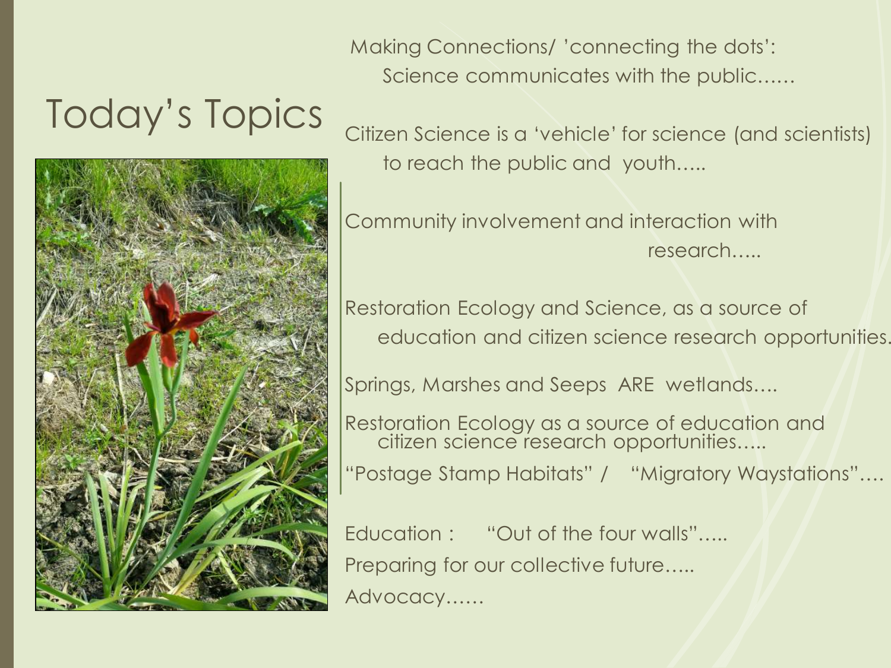# Today's Topics

Making Connections/ 'connecting the dots':
Science communicates with the public……

Citizen Science is a 'vehicle' for science (and scientists) to reach the public and youth…..

Community involvement and interaction with research…..

Restoration Ecology and Science, as a source of education and citizen science research opportunities.

Springs, Marshes and Seeps ARE wetlands….

Restoration Ecology as a source of education and citizen science research opportunities…..

"Postage Stamp Habitats" / "Migratory Waystations"….

Education : "Out of the four walls"…..

Preparing for our collective future…..

Advocacy……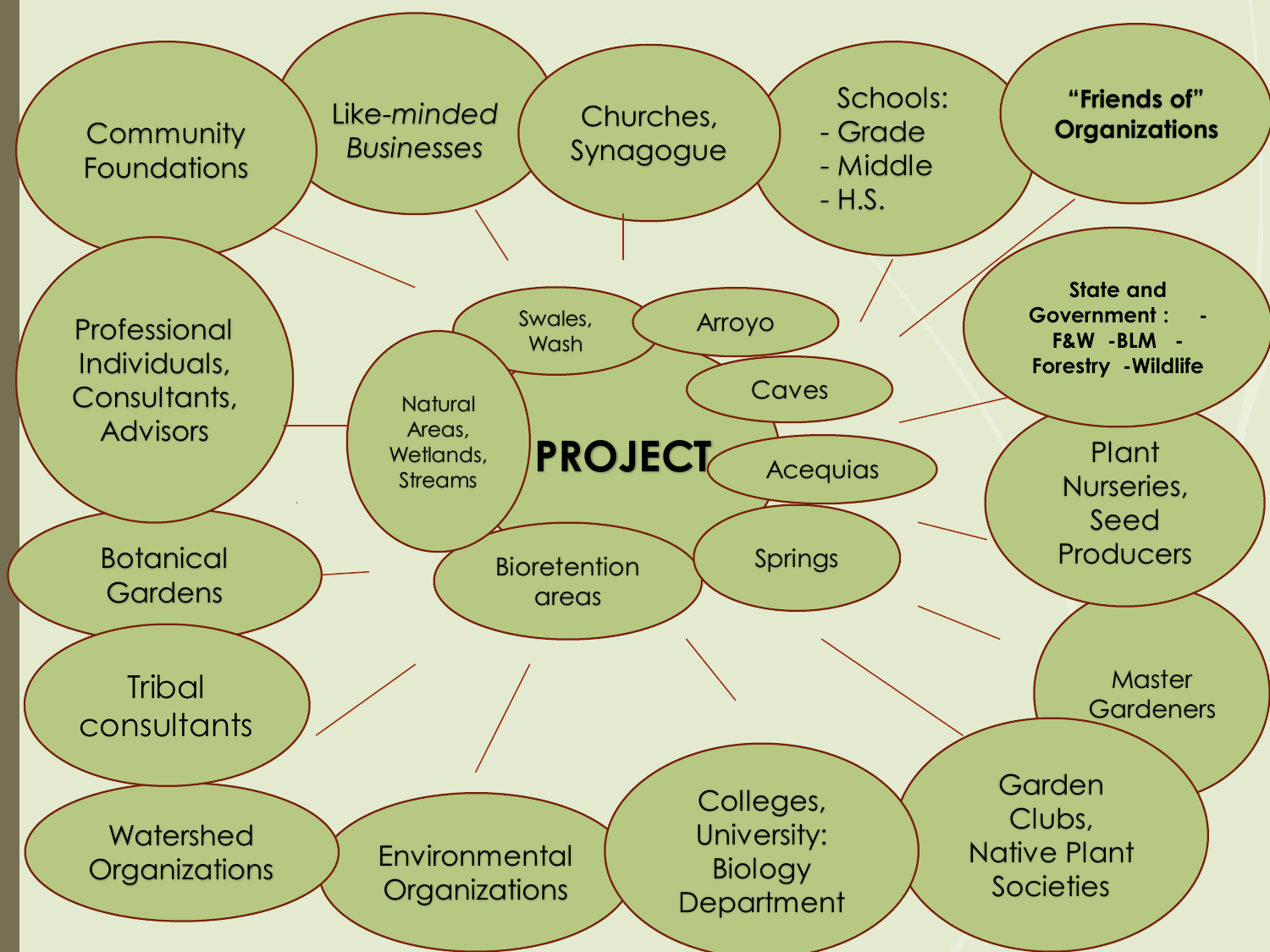# PROJECT

- Swales, Wash
- Arroyo
- Caves
- Acequias
- Springs
- Bioretention areas
- Natural Areas, Wetlands, Streams

---

- Community Foundations
- Like-*minded Businesses*
- Churches, Synagogue
- Schools:
  - Grade
  - Middle
  - H.S.
- **"Friends of" Organizations**
- **State and Government : - F&W -BLM - Forestry -Wildlife**
- Plant Nurseries, Seed Producers
- Master Gardeners
- Garden Clubs, Native Plant Societies
- Colleges, University: Biology Department
- Environmental Organizations
- Watershed Organizations
- Tribal consultants
- Botanical Gardens
- Professional Individuals, Consultants, Advisors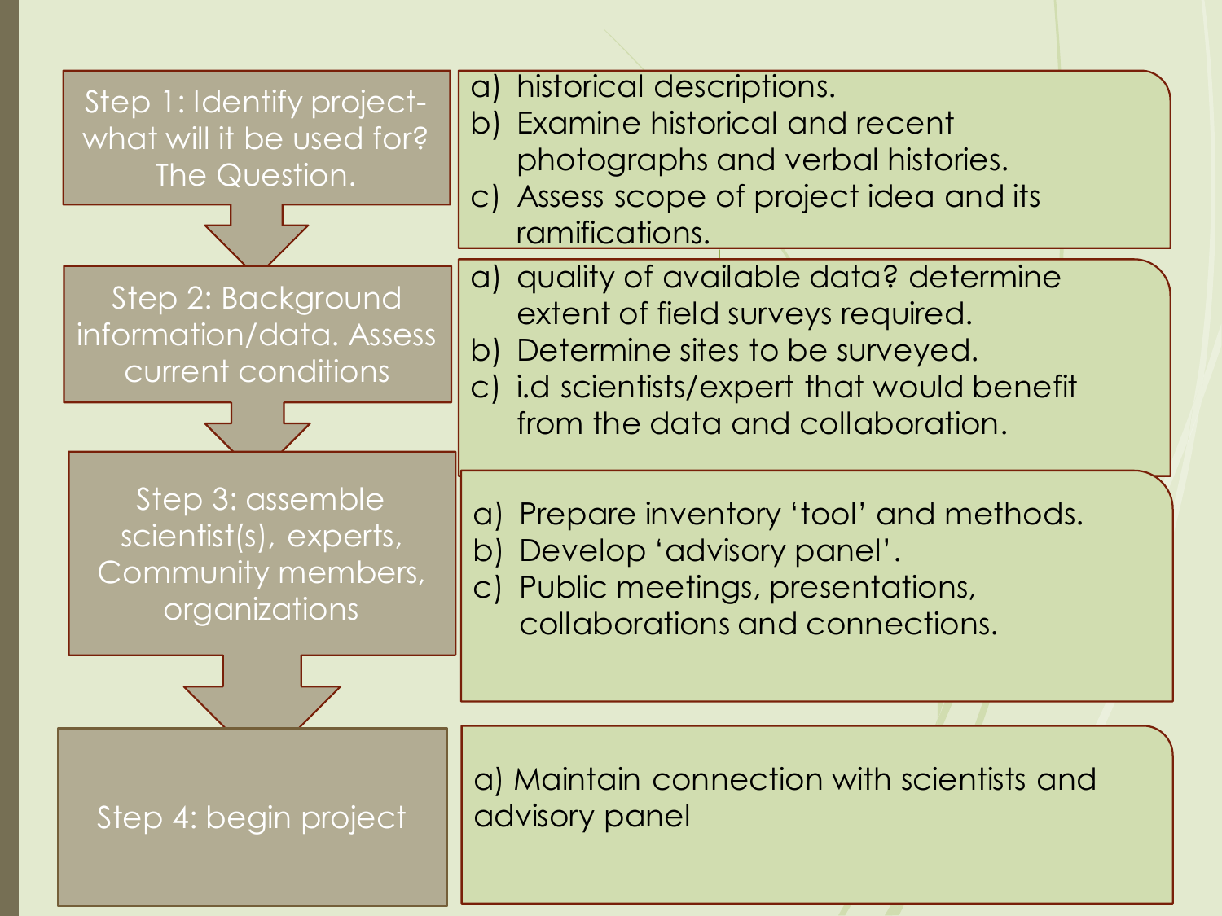**Step 1: Identify project- what will it be used for? The Question.**

a) historical descriptions.
b) Examine historical and recent photographs and verbal histories.
c) Assess scope of project idea and its ramifications.

**Step 2: Background information/data. Assess current conditions**

a) quality of available data? determine extent of field surveys required.
b) Determine sites to be surveyed.
c) i.d scientists/expert that would benefit from the data and collaboration.

**Step 3: assemble scientist(s), experts, Community members, organizations**

a) Prepare inventory 'tool' and methods.
b) Develop 'advisory panel'.
c) Public meetings, presentations, collaborations and connections.

**Step 4: begin project**

a) Maintain connection with scientists and advisory panel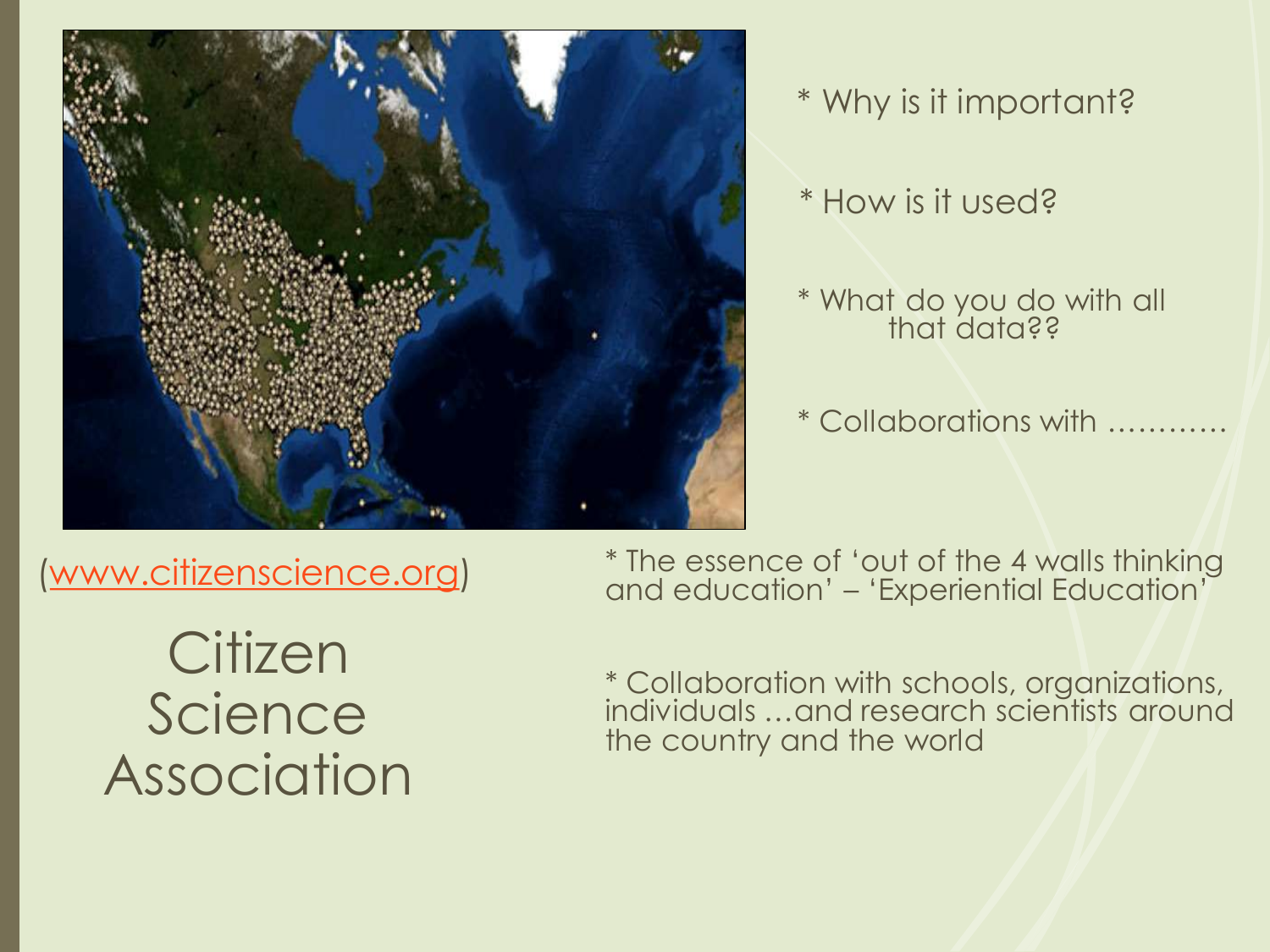* Why is it important?

* How is it used?

* What do you do with all that data??

* Collaborations with …………

(www.citizenscience.org)

# Citizen Science Association

* The essence of 'out of the 4 walls thinking and education' – 'Experiential Education'

* Collaboration with schools, organizations, individuals …and research scientists around the country and the world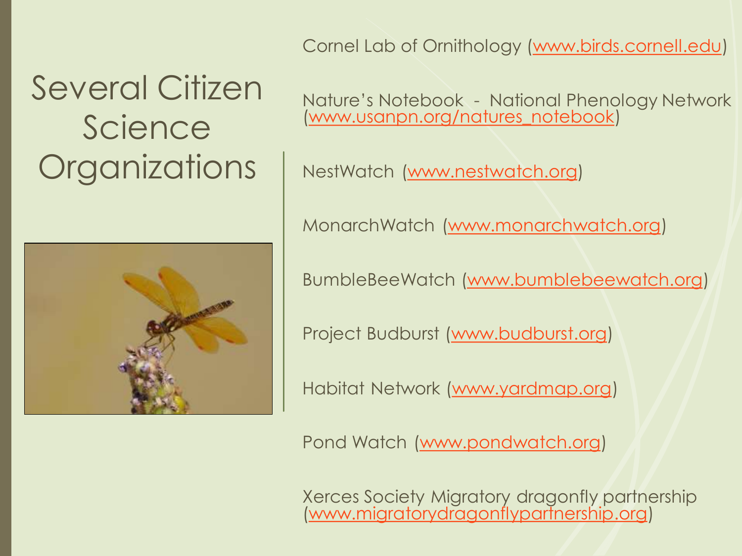# Several Citizen Science Organizations

Cornel Lab of Ornithology (www.birds.cornell.edu)

Nature's Notebook - National Phenology Network (www.usanpn.org/natures_notebook)

NestWatch (www.nestwatch.org)

MonarchWatch (www.monarchwatch.org)

BumbleBeeWatch (www.bumblebeewatch.org)

Project Budburst (www.budburst.org)

Habitat Network (www.yardmap.org)

Pond Watch (www.pondwatch.org)

Xerces Society Migratory dragonfly partnership (www.migratorydragonflypartnership.org)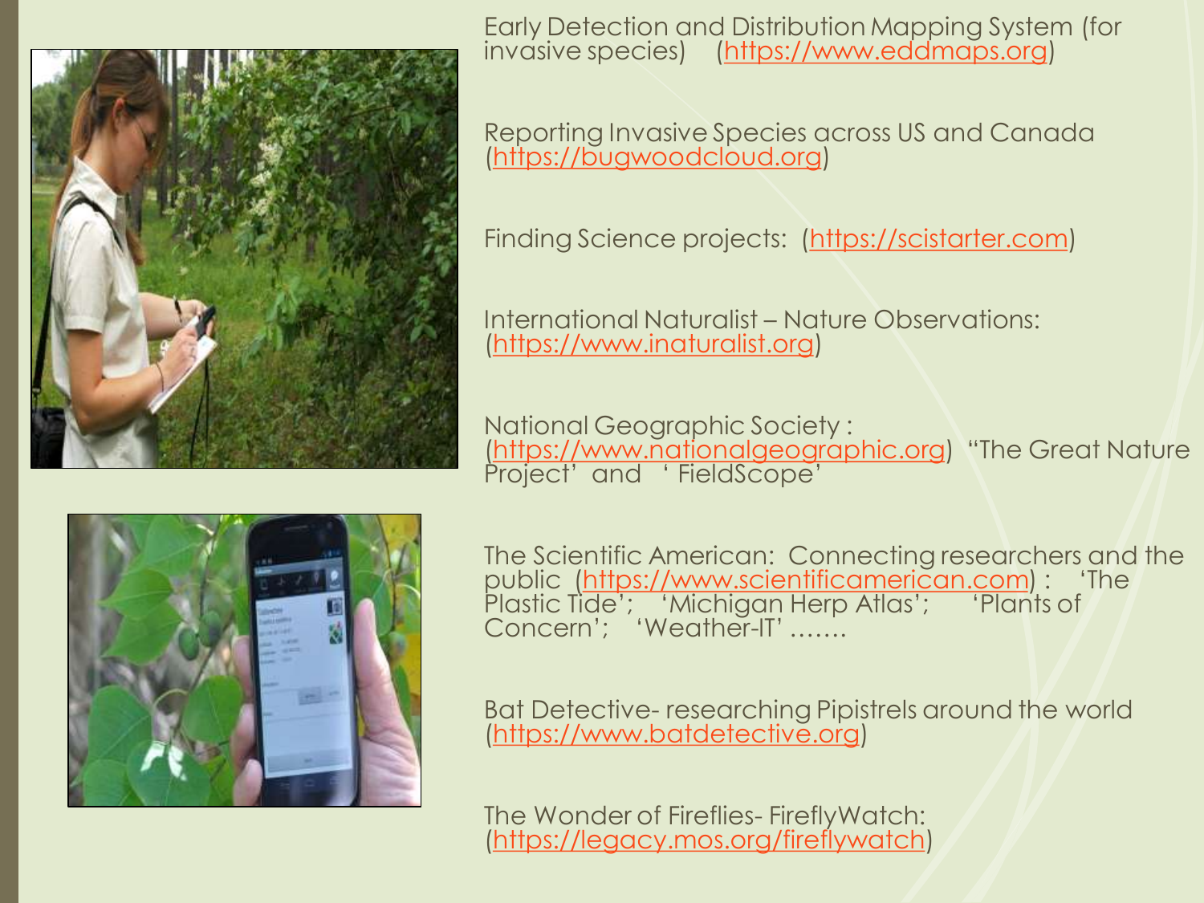Early Detection and Distribution Mapping System (for invasive species) (https://www.eddmaps.org)

Reporting Invasive Species across US and Canada (https://bugwoodcloud.org)

Finding Science projects: (https://scistarter.com)

International Naturalist – Nature Observations: (https://www.inaturalist.org)

National Geographic Society : (https://www.nationalgeographic.org) "The Great Nature Project' and ' FieldScope'

The Scientific American: Connecting researchers and the public (https://www.scientificamerican.com) : 'The Plastic Tide'; 'Michigan Herp Atlas'; 'Plants of Concern'; 'Weather-IT' …….

Bat Detective- researching Pipistrels around the world (https://www.batdetective.org)

The Wonder of Fireflies- FireflyWatch: (https://legacy.mos.org/fireflywatch)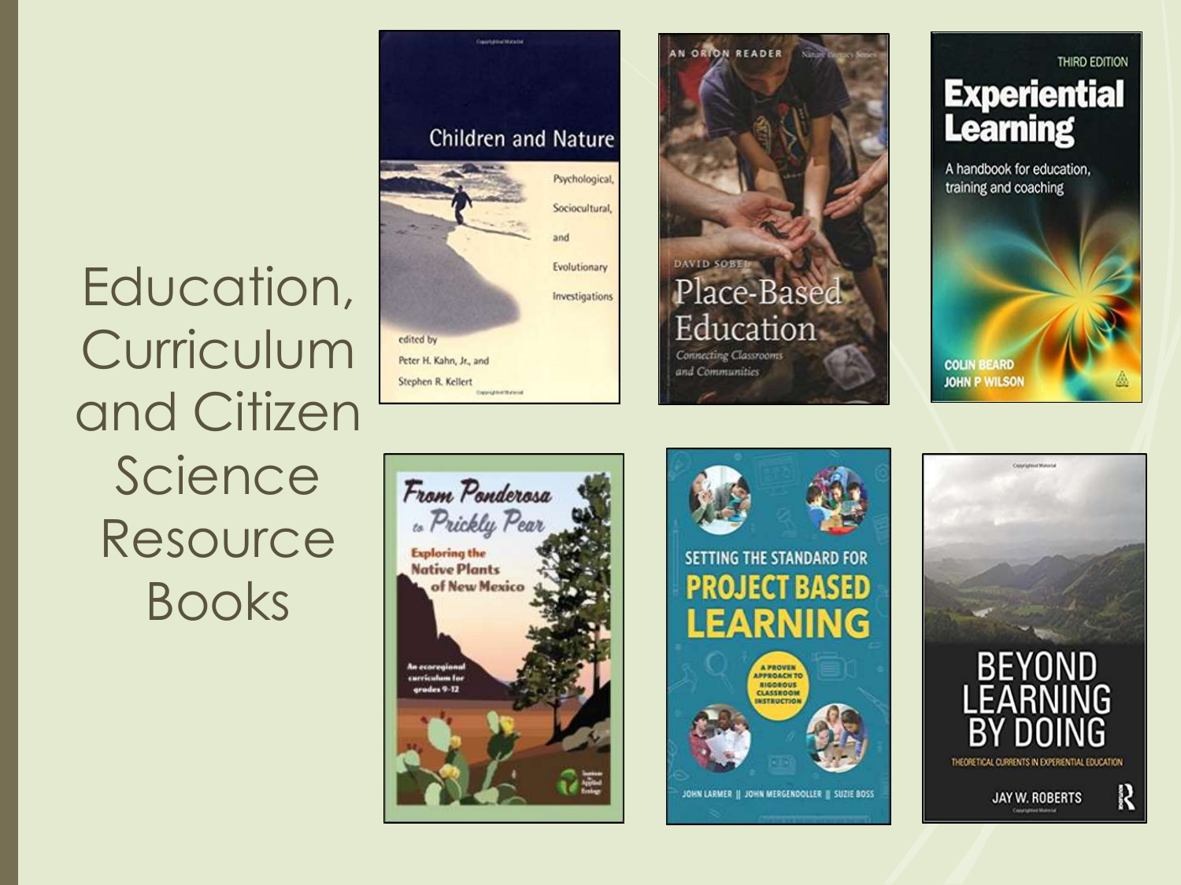# Education, Curriculum and Citizen Science Resource Books

Children and Nature
Psychological, Sociocultural, and Evolutionary Investigations
edited by Peter H. Kahn, Jr., and Stephen R. Kellert

AN ORION READER
David Sobel
Place-Based Education
Connecting Classrooms and Communities

THIRD EDITION
Experiential Learning
A handbook for education, training and coaching
Colin Beard
John P Wilson

From Ponderosa to Prickly Pear
Exploring the Native Plants of New Mexico
An ecoregional curriculum for grades 9-12

Setting the Standard for Project Based Learning
A proven approach to rigorous classroom instruction
John Larmer || John Mergendoller || Suzie Boss

Beyond Learning by Doing
Theoretical Currents in Experiential Education
Jay W. Roberts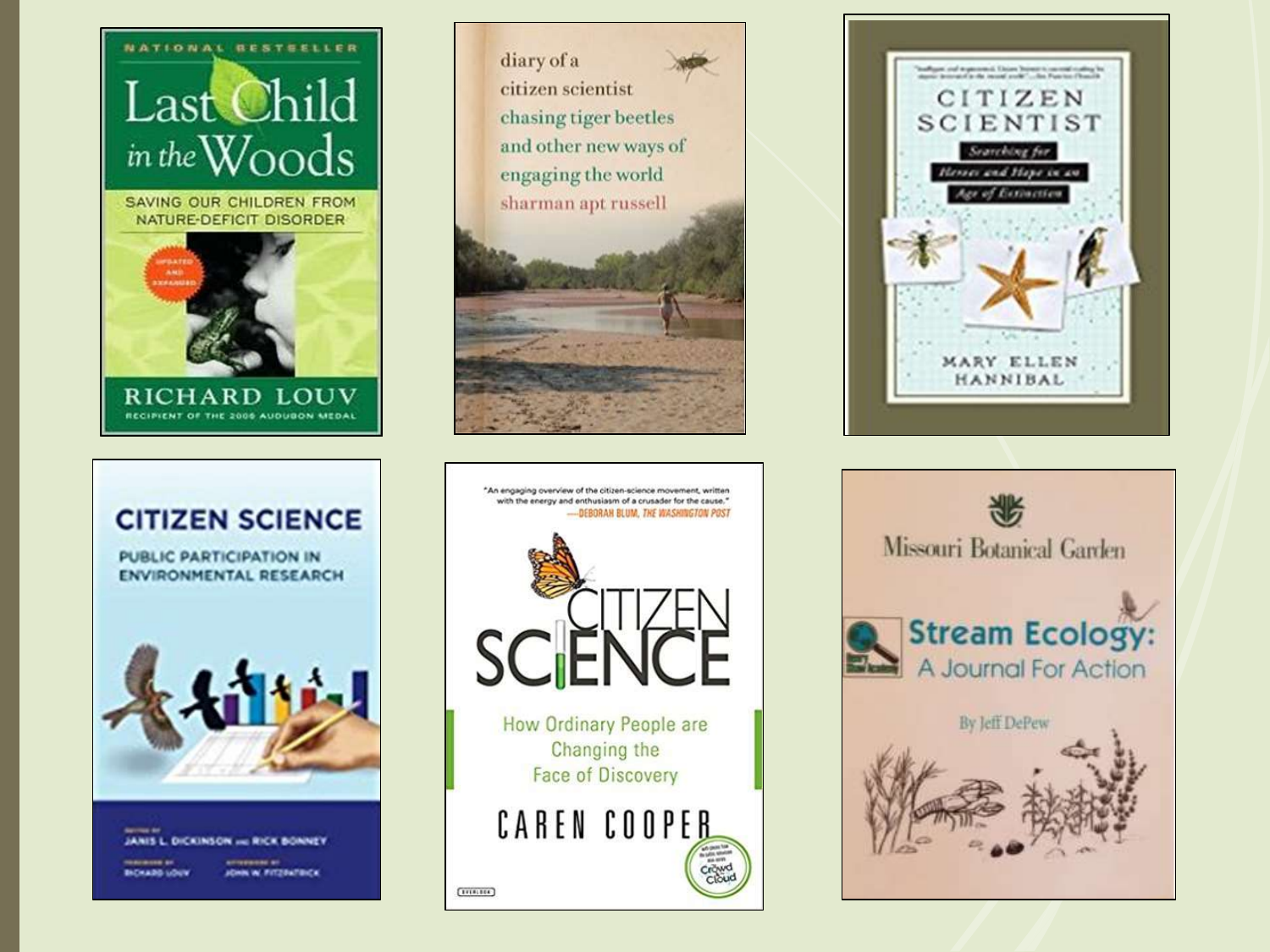NATIONAL BESTSELLER

**Last Child in the Woods**

SAVING OUR CHILDREN FROM NATURE-DEFICIT DISORDER

UPDATED AND EXPANDED

RICHARD LOUV

RECIPIENT OF THE 2008 AUDUBON MEDAL

---

diary of a citizen scientist

chasing tiger beetles and other new ways of engaging the world

sharman apt russell

---

**CITIZEN SCIENTIST**

*Searching for Heroes and Hope in an Age of Extinction*

MARY ELLEN HANNIBAL

---

**CITIZEN SCIENCE**

PUBLIC PARTICIPATION IN ENVIRONMENTAL RESEARCH

EDITED BY JANIS L. DICKINSON AND RICK BONNEY

FOREWORD BY RICHARD LOUV

AFTERWORD BY JOHN W. FITZPATRICK

---

"An engaging overview of the citizen-science movement, written with the energy and enthusiasm of a crusader for the cause."
—DEBORAH BLUM, *THE WASHINGTON POST*

**CITIZEN SCIENCE**

How Ordinary People are Changing the Face of Discovery

CAREN COOPER

OVERLOOK

Crowd and Cloud

---

Missouri Botanical Garden

**Stream Ecology: A Journal For Action**

By Jeff DePew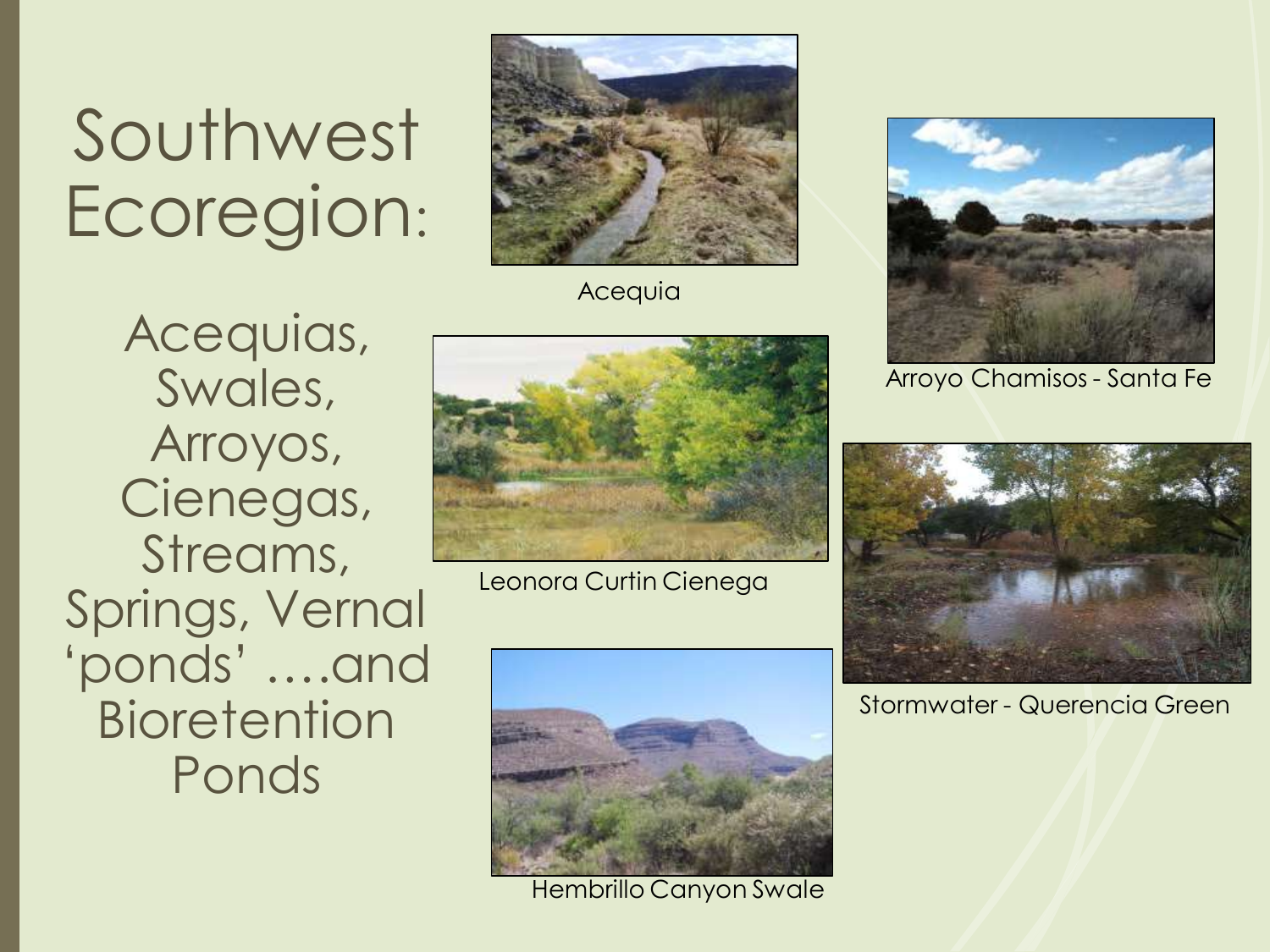# Southwest Ecoregion:

Acequias, Swales, Arroyos, Cienegas, Streams, Springs, Vernal 'ponds' ….and Bioretention Ponds

Acequia

Arroyo Chamisos - Santa Fe

Leonora Curtin Cienega

Stormwater - Querencia Green

Hembrillo Canyon Swale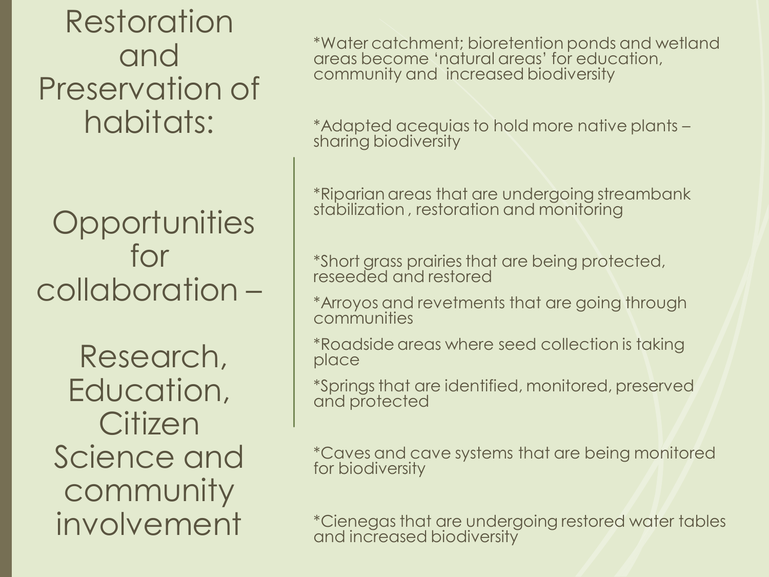# Restoration and Preservation of habitats:

## Opportunities for collaboration –

## Research, Education, Citizen Science and community involvement

*Water catchment; bioretention ponds and wetland areas become 'natural areas' for education, community and increased biodiversity

*Adapted acequias to hold more native plants – sharing biodiversity

*Riparian areas that are undergoing streambank stabilization , restoration and monitoring

*Short grass prairies that are being protected, reseeded and restored

*Arroyos and revetments that are going through communities

*Roadside areas where seed collection is taking place

*Springs that are identified, monitored, preserved and protected

*Caves and cave systems that are being monitored for biodiversity

*Cienegas that are undergoing restored water tables and increased biodiversity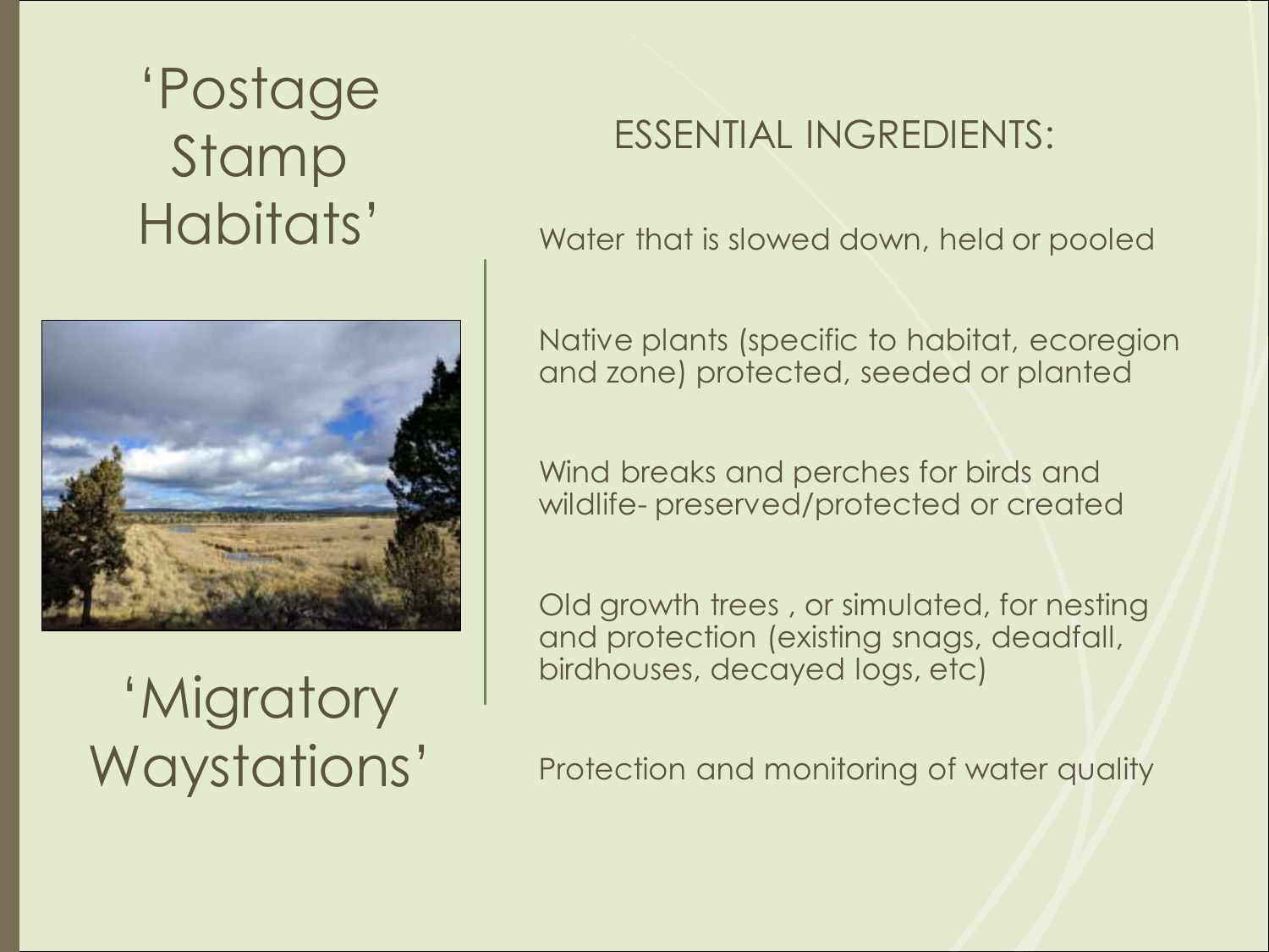# 'Postage Stamp Habitats'

# 'Migratory Waystations'

## ESSENTIAL INGREDIENTS:

Water that is slowed down, held or pooled

Native plants (specific to habitat, ecoregion and zone) protected, seeded or planted

Wind breaks and perches for birds and wildlife- preserved/protected or created

Old growth trees , or simulated, for nesting and protection (existing snags, deadfall, birdhouses, decayed logs, etc)

Protection and monitoring of water quality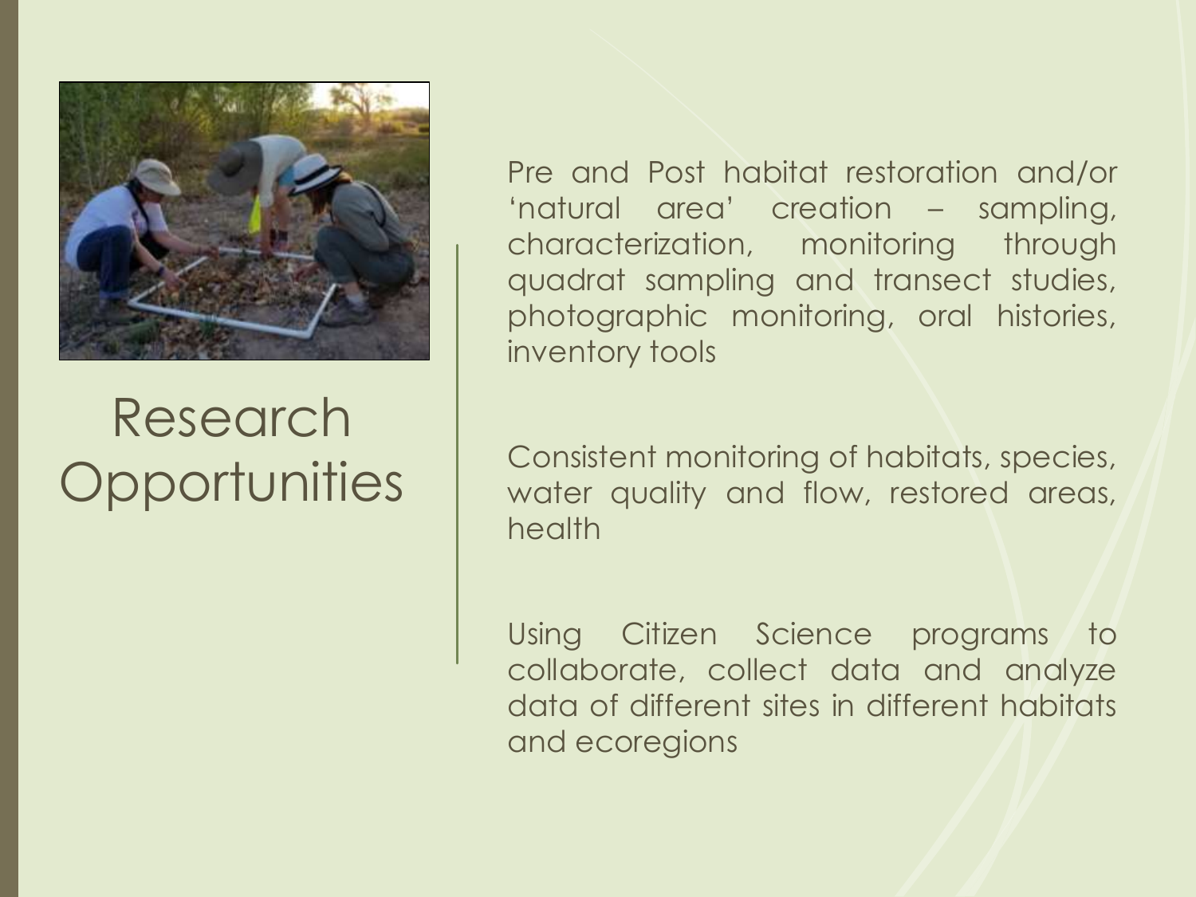# Research Opportunities

Pre and Post habitat restoration and/or ‘natural area’ creation – sampling, characterization, monitoring through quadrat sampling and transect studies, photographic monitoring, oral histories, inventory tools

Consistent monitoring of habitats, species, water quality and flow, restored areas, health

Using Citizen Science programs to collaborate, collect data and analyze data of different sites in different habitats and ecoregions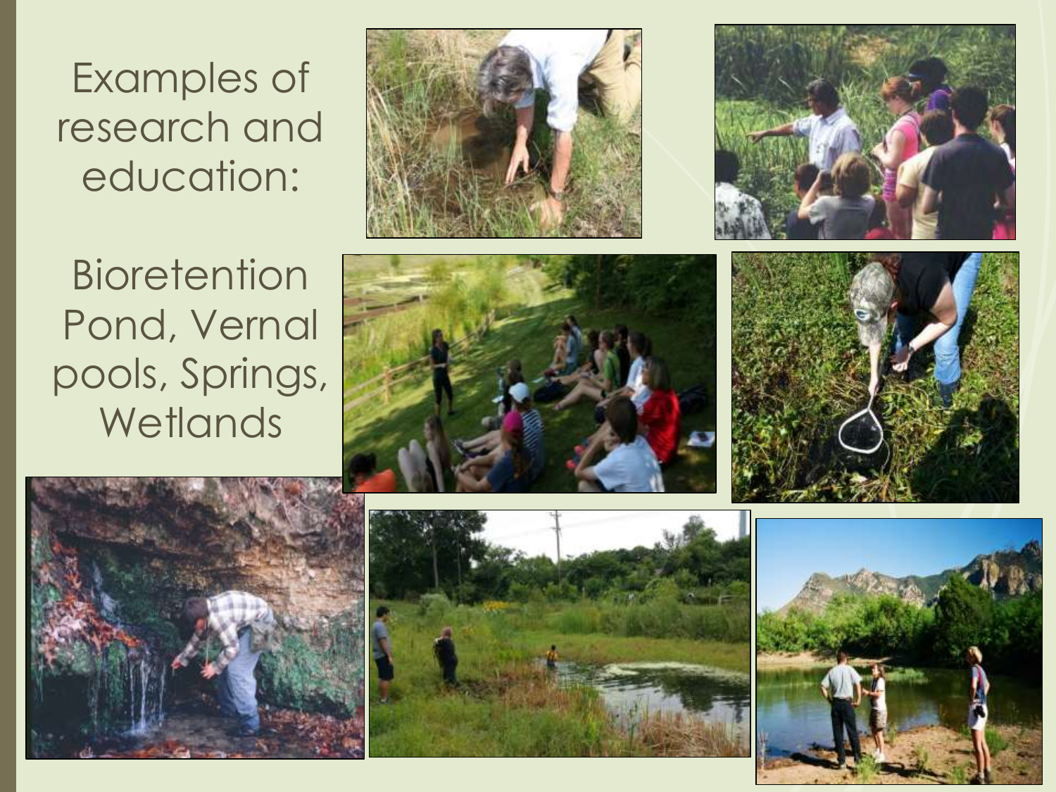Examples of research and education:

Bioretention Pond, Vernal pools, Springs, Wetlands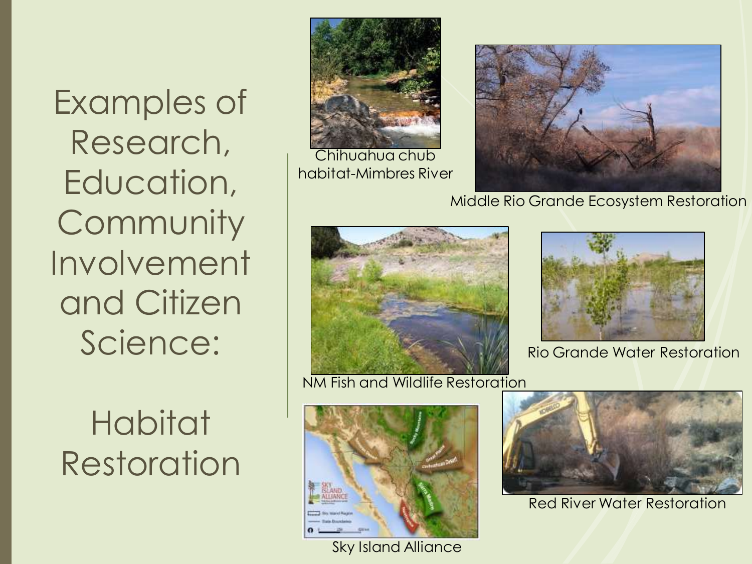# Examples of Research, Education, Community Involvement and Citizen Science:

## Habitat Restoration

Chihuahua chub habitat-Mimbres River

Middle Rio Grande Ecosystem Restoration

NM Fish and Wildlife Restoration

Rio Grande Water Restoration

Sky Island Alliance

Red River Water Restoration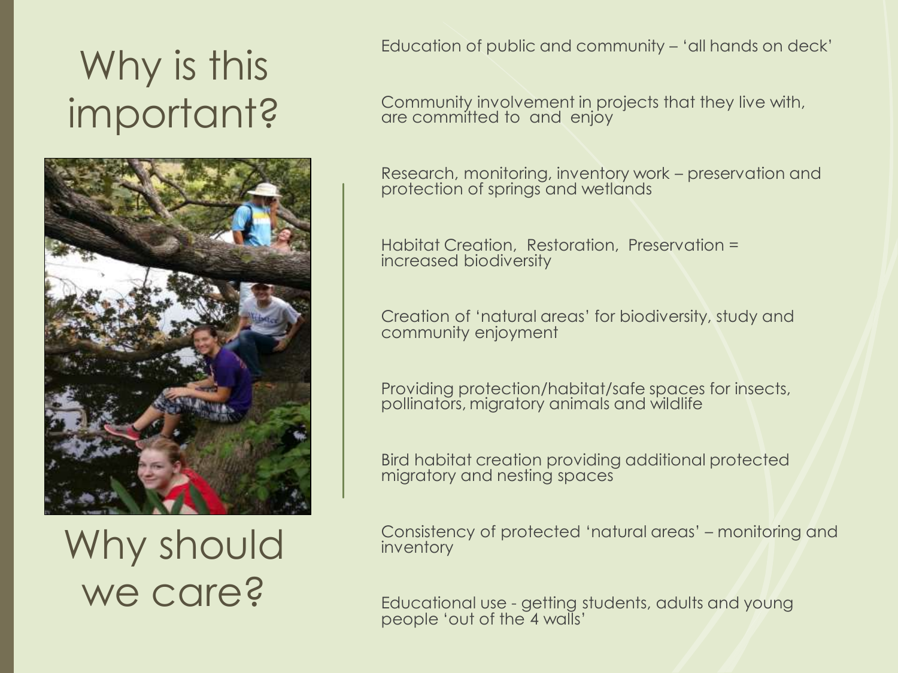# Why is this important?

# Why should we care?

- Education of public and community – 'all hands on deck'
- Community involvement in projects that they live with, are committed to and enjoy
- Research, monitoring, inventory work – preservation and protection of springs and wetlands
- Habitat Creation, Restoration, Preservation = increased biodiversity
- Creation of 'natural areas' for biodiversity, study and community enjoyment
- Providing protection/habitat/safe spaces for insects, pollinators, migratory animals and wildlife
- Bird habitat creation providing additional protected migratory and nesting spaces
- Consistency of protected 'natural areas' – monitoring and inventory
- Educational use - getting students, adults and young people 'out of the 4 walls'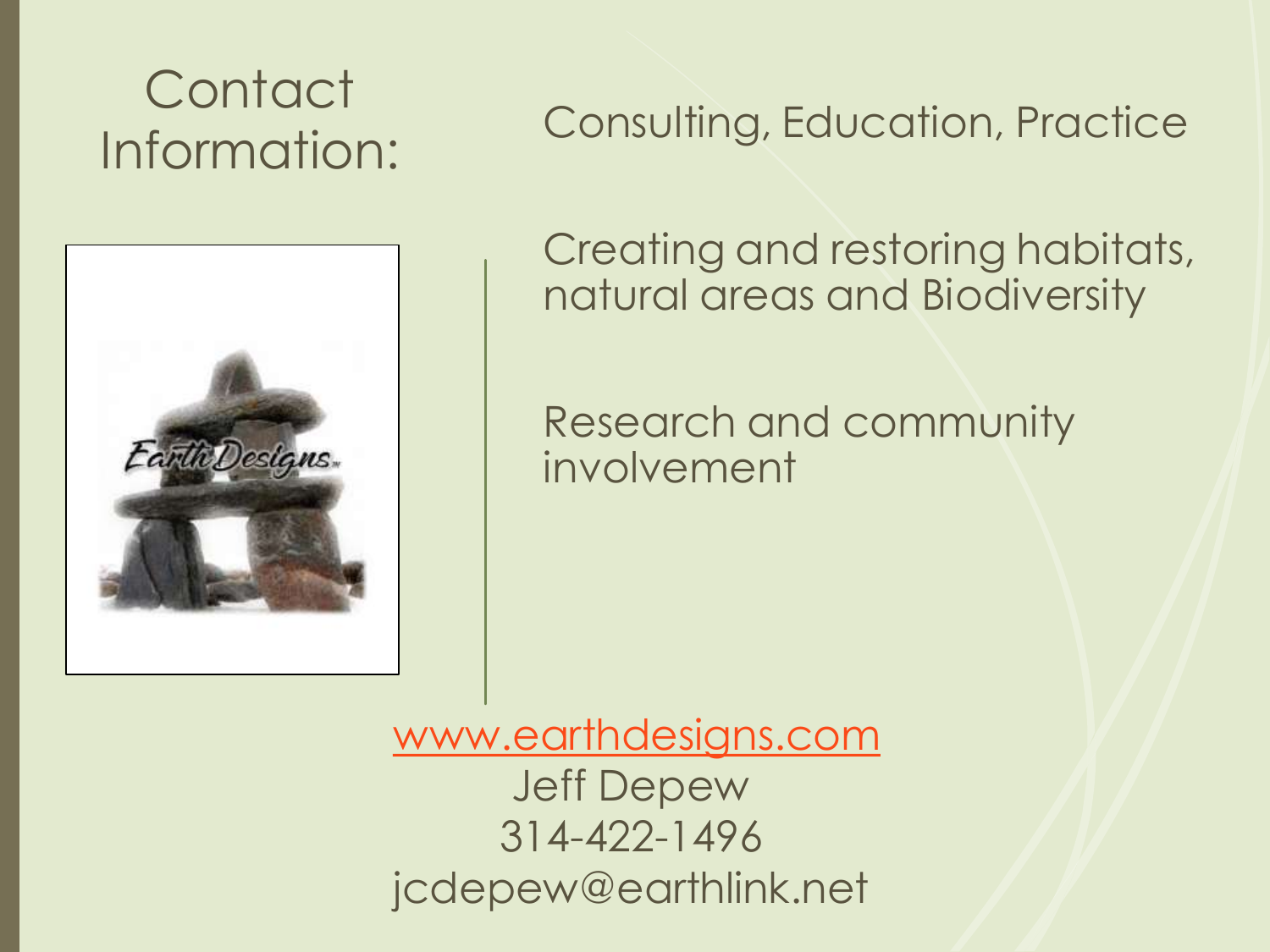# Contact Information:

Consulting, Education, Practice

Creating and restoring habitats, natural areas and Biodiversity

Research and community involvement

www.earthdesigns.com

Jeff Depew

314-422-1496

jcdepew@earthlink.net